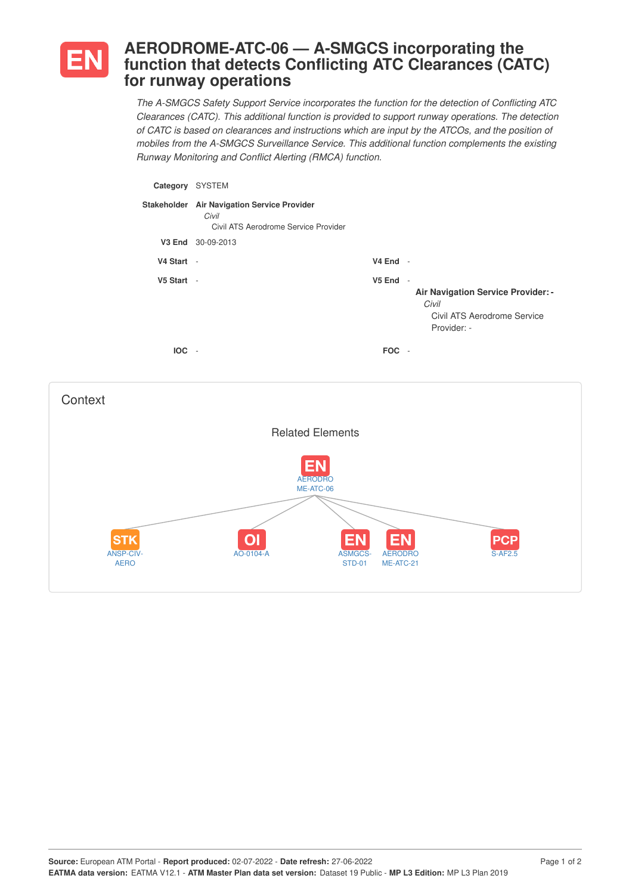# EN AERODROME-ATC-06 — A-SMGCS incorporating the function that detects Conflicting ATC Clearances (CATC) for runway operations

*The A-SMGCS Safety Support Service incorporates the function for the detection of Conflicting ATC Clearances (CATC). This additional function is provided to support runway operations. The detection of CATC is based on clearances and instructions which are input by the ATCOs, and the position of mobiles from the A-SMGCS Surveillance Service. This additional function complements the existing Runway Monitoring and Conflict Alerting (RMCA) function.*

**Category** SYSTEM

**Stakeholder** **Air Navigation Service Provider**
*Civil*
Civil ATS Aerodrome Service Provider

**V3 End** 30-09-2013

**V4 Start** -

**V4 End** -

**V5 Start** -

**V5 End** -
**Air Navigation Service Provider: -**
*Civil*
Civil ATS Aerodrome Service Provider: -

**IOC** -

**FOC** -

## Context

Related Elements

EN AERODROME-ATC-06

STK ANSP-CIV-AERO

OI AO-0104-A

EN ASMGCS-STD-01

EN AERODROME-ATC-21

PCP S-AF2.5

**Source:** European ATM Portal - **Report produced:** 02-07-2022 - **Date refresh:** 27-06-2022
**EATMA data version:** EATMA V12.1 - **ATM Master Plan data set version:** Dataset 19 Public - **MP L3 Edition:** MP L3 Plan 2019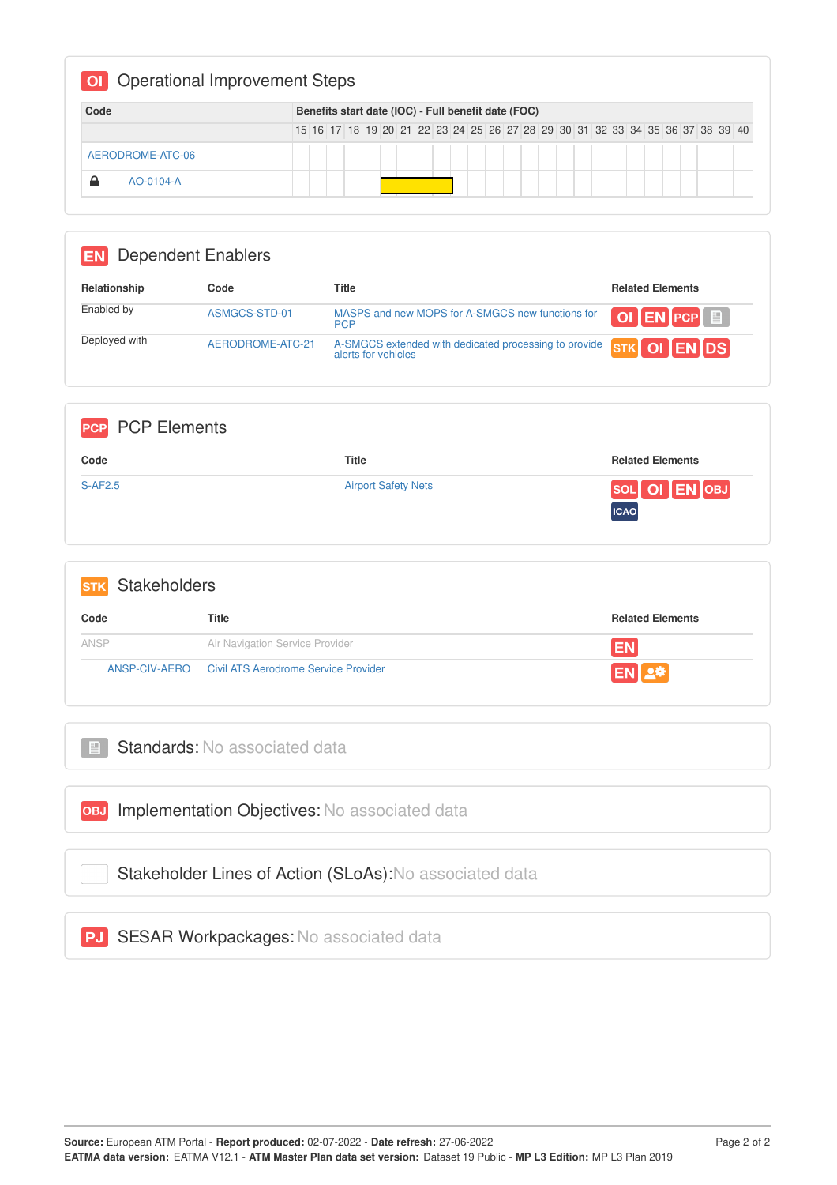## OI Operational Improvement Steps

| Code | Benefits start date (IOC) - Full benefit date (FOC) |
|---|---|
| | 15 16 17 18 19 20 21 22 23 24 25 26 27 28 29 30 31 32 33 34 35 36 37 38 39 40 |
| AERODROME-ATC-06 | |
| AO-0104-A | |

## EN Dependent Enablers

| Relationship | Code | Title | Related Elements |
|---|---|---|---|
| Enabled by | ASMGCS-STD-01 | MASPS and new MOPS for A-SMGCS new functions for PCP | OI EN PCP |
| Deployed with | AERODROME-ATC-21 | A-SMGCS extended with dedicated processing to provide alerts for vehicles | STK OI EN DS |

## PCP PCP Elements

| Code | Title | Related Elements |
|---|---|---|
| S-AF2.5 | Airport Safety Nets | SOL OI EN OBJ ICAO |

## STK Stakeholders

| Code | Title | Related Elements |
|---|---|---|
| ANSP | Air Navigation Service Provider | EN |
| ANSP-CIV-AERO | Civil ATS Aerodrome Service Provider | EN |

## Standards: No associated data

## OBJ Implementation Objectives: No associated data

## Stakeholder Lines of Action (SLoAs): No associated data

## PJ SESAR Workpackages: No associated data

**Source:** European ATM Portal - **Report produced:** 02-07-2022 - **Date refresh:** 27-06-2022
**EATMA data version:** EATMA V12.1 - **ATM Master Plan data set version:** Dataset 19 Public - **MP L3 Edition:** MP L3 Plan 2019